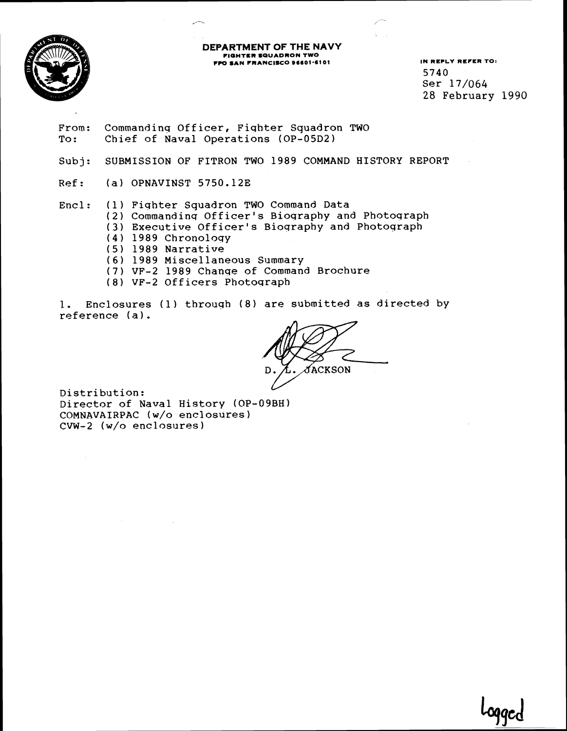**DEPARTMENT OF THE NAVY**
**FIGHTER SQUADRON TWO**
**FPO SAN FRANCISCO 96601-6101**

IN REPLY REFER TO:
5740
Ser 17/064
28 February 1990

From: Commanding Officer, Fighter Squadron TWO
To: Chief of Naval Operations (OP-05D2)

Subj: SUBMISSION OF FITRON TWO 1989 COMMAND HISTORY REPORT

Ref: (a) OPNAVINST 5750.12E

Encl: (1) Fighter Squadron TWO Command Data
(2) Commanding Officer's Biography and Photograph
(3) Executive Officer's Biography and Photograph
(4) 1989 Chronology
(5) 1989 Narrative
(6) 1989 Miscellaneous Summary
(7) VF-2 1989 Change of Command Brochure
(8) VF-2 Officers Photograph

1. Enclosures (1) through (8) are submitted as directed by reference (a).

D. L. JACKSON

Distribution:
Director of Naval History (OP-09BH)
COMNAVAIRPAC (w/o enclosures)
CVW-2 (w/o enclosures)

Logged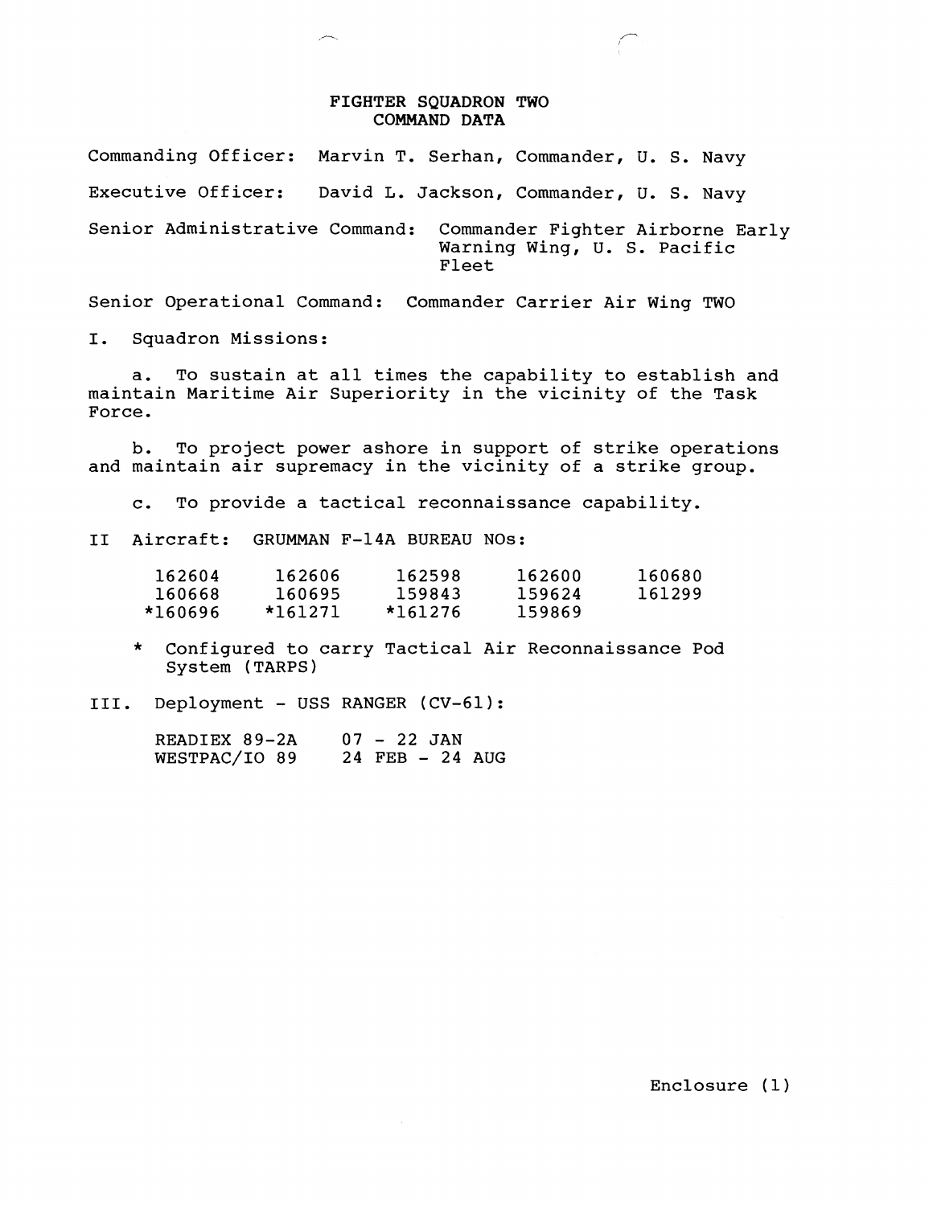# FIGHTER SQUADRON TWO
## COMMAND DATA

Commanding Officer: Marvin T. Serhan, Commander, U. S. Navy

Executive Officer: David L. Jackson, Commander, U. S. Navy

Senior Administrative Command: Commander Fighter Airborne Early Warning Wing, U. S. Pacific Fleet

Senior Operational Command: Commander Carrier Air Wing TWO

I. Squadron Missions:

a. To sustain at all times the capability to establish and maintain Maritime Air Superiority in the vicinity of the Task Force.

b. To project power ashore in support of strike operations and maintain air supremacy in the vicinity of a strike group.

c. To provide a tactical reconnaissance capability.

II Aircraft: GRUMMAN F-14A BUREAU NOs:

| | | | | |
|---|---|---|---|---|
| 162604 | 162606 | 162598 | 162600 | 160680 |
| 160668 | 160695 | 159843 | 159624 | 161299 |
| *160696 | *161271 | *161276 | 159869 | |

\* Configured to carry Tactical Air Reconnaissance Pod System (TARPS)

III. Deployment - USS RANGER (CV-61):

| | |
|---|---|
| READIEX 89-2A | 07 - 22 JAN |
| WESTPAC/IO 89 | 24 FEB - 24 AUG |

Enclosure (1)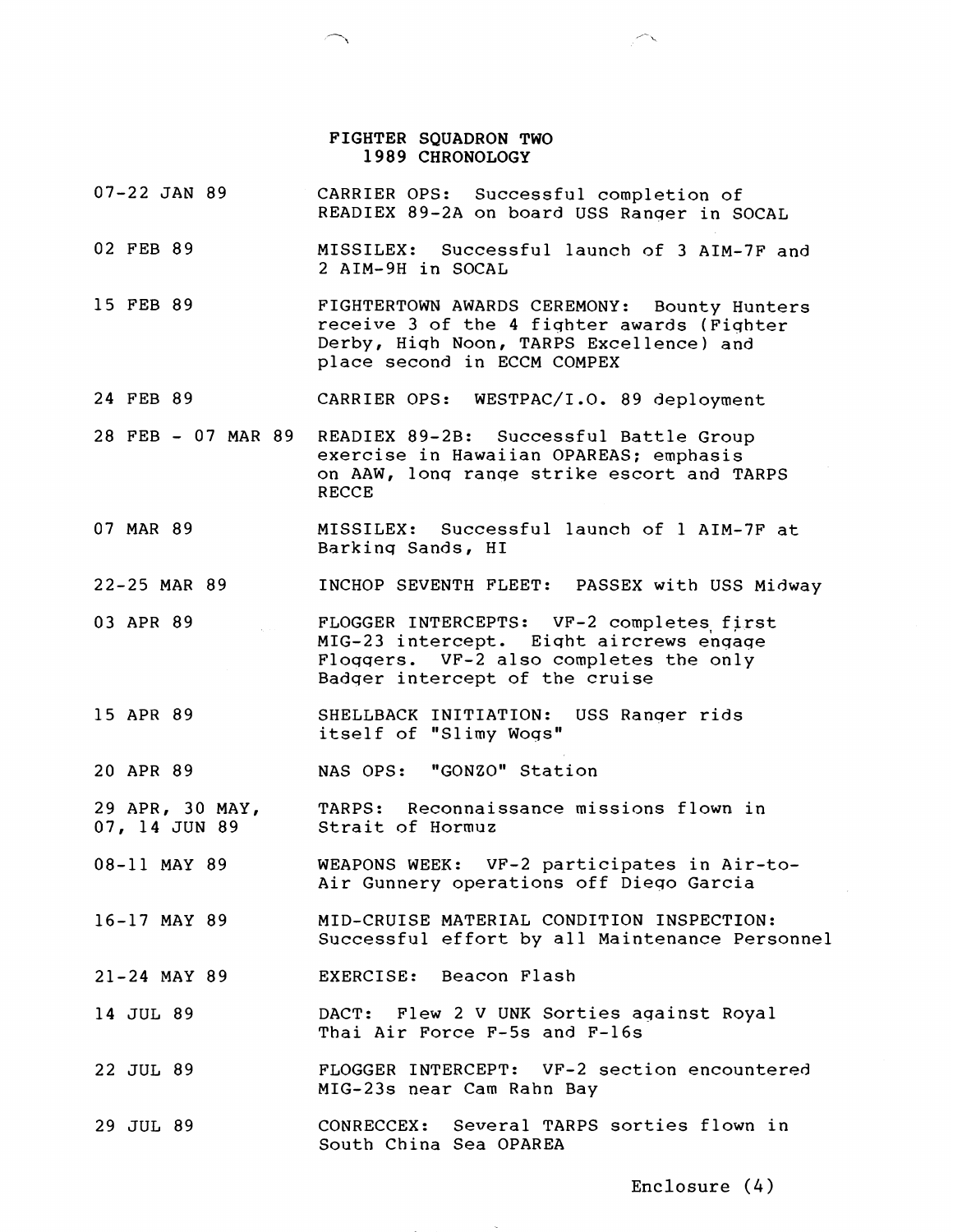# FIGHTER SQUADRON TWO
## 1989 CHRONOLOGY

| | |
|---|---|
| 07-22 JAN 89 | CARRIER OPS: Successful completion of READIEX 89-2A on board USS Ranger in SOCAL |
| 02 FEB 89 | MISSILEX: Successful launch of 3 AIM-7F and 2 AIM-9H in SOCAL |
| 15 FEB 89 | FIGHTERTOWN AWARDS CEREMONY: Bounty Hunters receive 3 of the 4 fighter awards (Fighter Derby, High Noon, TARPS Excellence) and place second in ECCM COMPEX |
| 24 FEB 89 | CARRIER OPS: WESTPAC/I.O. 89 deployment |
| 28 FEB - 07 MAR 89 | READIEX 89-2B: Successful Battle Group exercise in Hawaiian OPAREAS; emphasis on AAW, long range strike escort and TARPS RECCE |
| 07 MAR 89 | MISSILEX: Successful launch of 1 AIM-7F at Barking Sands, HI |
| 22-25 MAR 89 | INCHOP SEVENTH FLEET: PASSEX with USS Midway |
| 03 APR 89 | FLOGGER INTERCEPTS: VF-2 completes first MIG-23 intercept. Eight aircrews engage Floggers. VF-2 also completes the only Badger intercept of the cruise |
| 15 APR 89 | SHELLBACK INITIATION: USS Ranger rids itself of "Slimy Wogs" |
| 20 APR 89 | NAS OPS: "GONZO" Station |
| 29 APR, 30 MAY, 07, 14 JUN 89 | TARPS: Reconnaissance missions flown in Strait of Hormuz |
| 08-11 MAY 89 | WEAPONS WEEK: VF-2 participates in Air-to-Air Gunnery operations off Diego Garcia |
| 16-17 MAY 89 | MID-CRUISE MATERIAL CONDITION INSPECTION: Successful effort by all Maintenance Personnel |
| 21-24 MAY 89 | EXERCISE: Beacon Flash |
| 14 JUL 89 | DACT: Flew 2 V UNK Sorties against Royal Thai Air Force F-5s and F-16s |
| 22 JUL 89 | FLOGGER INTERCEPT: VF-2 section encountered MIG-23s near Cam Rahn Bay |
| 29 JUL 89 | CONRECCEX: Several TARPS sorties flown in South China Sea OPAREA |

Enclosure (4)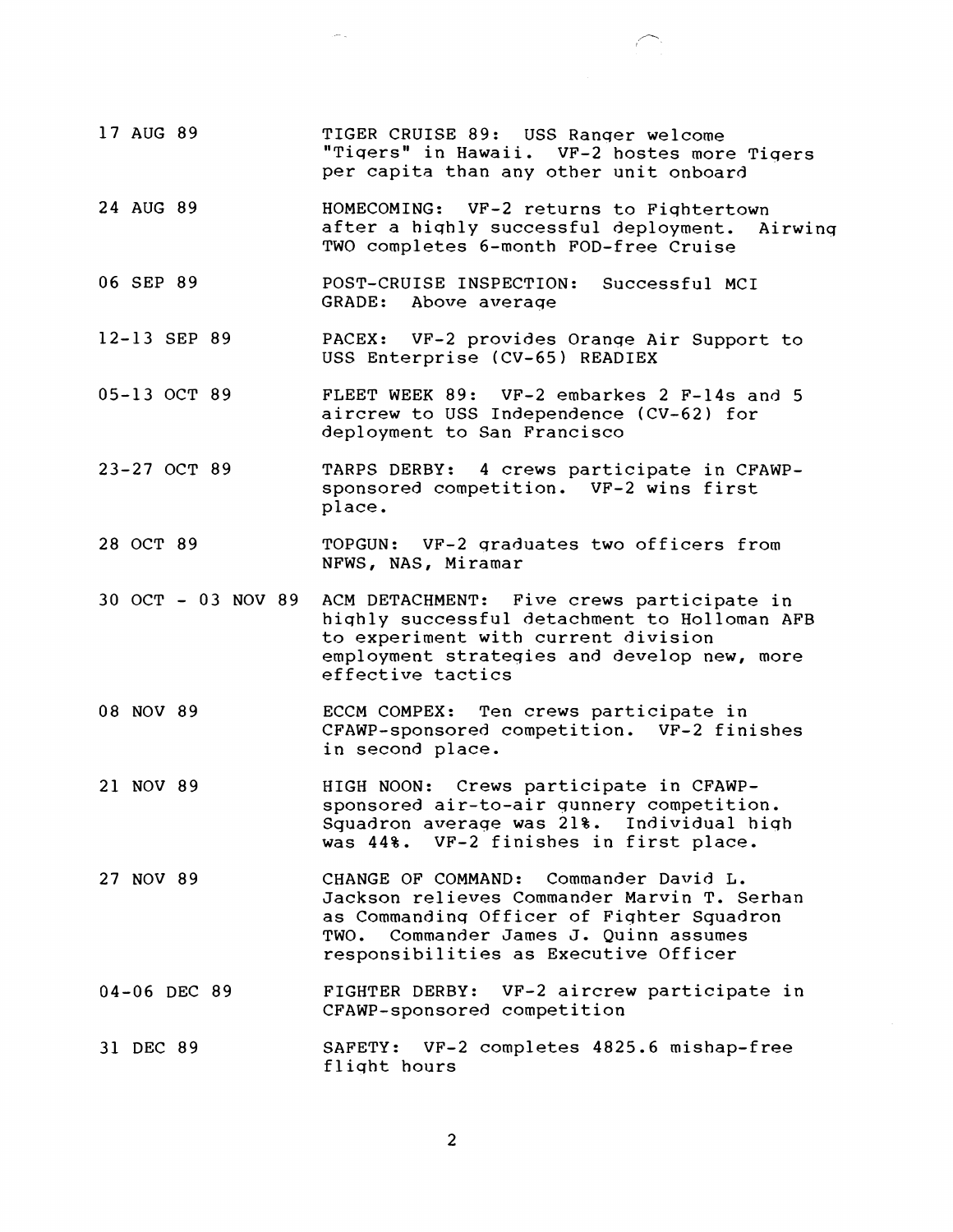| | |
|---|---|
| 17 AUG 89 | TIGER CRUISE 89: USS Ranger welcome "Tigers" in Hawaii. VF-2 hostes more Tigers per capita than any other unit onboard |
| 24 AUG 89 | HOMECOMING: VF-2 returns to Fightertown after a highly successful deployment. Airwing TWO completes 6-month FOD-free Cruise |
| 06 SEP 89 | POST-CRUISE INSPECTION: Successful MCI GRADE: Above average |
| 12-13 SEP 89 | PACEX: VF-2 provides Orange Air Support to USS Enterprise (CV-65) READIEX |
| 05-13 OCT 89 | FLEET WEEK 89: VF-2 embarkes 2 F-14s and 5 aircrew to USS Independence (CV-62) for deployment to San Francisco |
| 23-27 OCT 89 | TARPS DERBY: 4 crews participate in CFAWP-sponsored competition. VF-2 wins first place. |
| 28 OCT 89 | TOPGUN: VF-2 graduates two officers from NFWS, NAS, Miramar |
| 30 OCT - 03 NOV 89 | ACM DETACHMENT: Five crews participate in highly successful detachment to Holloman AFB to experiment with current division employment strategies and develop new, more effective tactics |
| 08 NOV 89 | ECCM COMPEX: Ten crews participate in CFAWP-sponsored competition. VF-2 finishes in second place. |
| 21 NOV 89 | HIGH NOON: Crews participate in CFAWP-sponsored air-to-air gunnery competition. Squadron average was 21%. Individual high was 44%. VF-2 finishes in first place. |
| 27 NOV 89 | CHANGE OF COMMAND: Commander David L. Jackson relieves Commander Marvin T. Serhan as Commanding Officer of Fighter Squadron TWO. Commander James J. Quinn assumes responsibilities as Executive Officer |
| 04-06 DEC 89 | FIGHTER DERBY: VF-2 aircrew participate in CFAWP-sponsored competition |
| 31 DEC 89 | SAFETY: VF-2 completes 4825.6 mishap-free flight hours |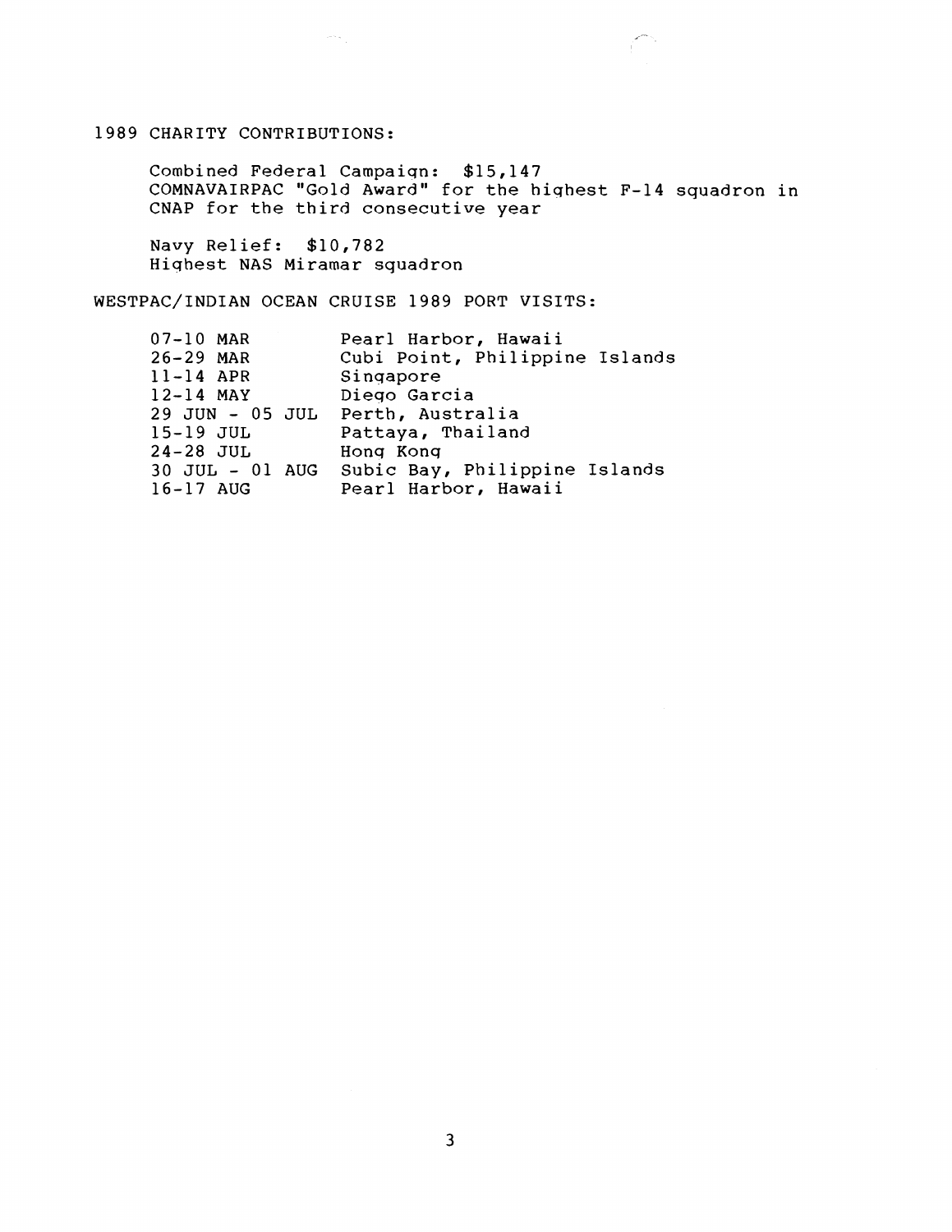1989 CHARITY CONTRIBUTIONS:

Combined Federal Campaign: $15,147
COMNAVAIRPAC "Gold Award" for the highest F-14 squadron in CNAP for the third consecutive year

Navy Relief: $10,782
Highest NAS Miramar squadron

WESTPAC/INDIAN OCEAN CRUISE 1989 PORT VISITS:

| | |
|---|---|
| 07-10 MAR | Pearl Harbor, Hawaii |
| 26-29 MAR | Cubi Point, Philippine Islands |
| 11-14 APR | Singapore |
| 12-14 MAY | Diego Garcia |
| 29 JUN - 05 JUL | Perth, Australia |
| 15-19 JUL | Pattaya, Thailand |
| 24-28 JUL | Hong Kong |
| 30 JUL - 01 AUG | Subic Bay, Philippine Islands |
| 16-17 AUG | Pearl Harbor, Hawaii |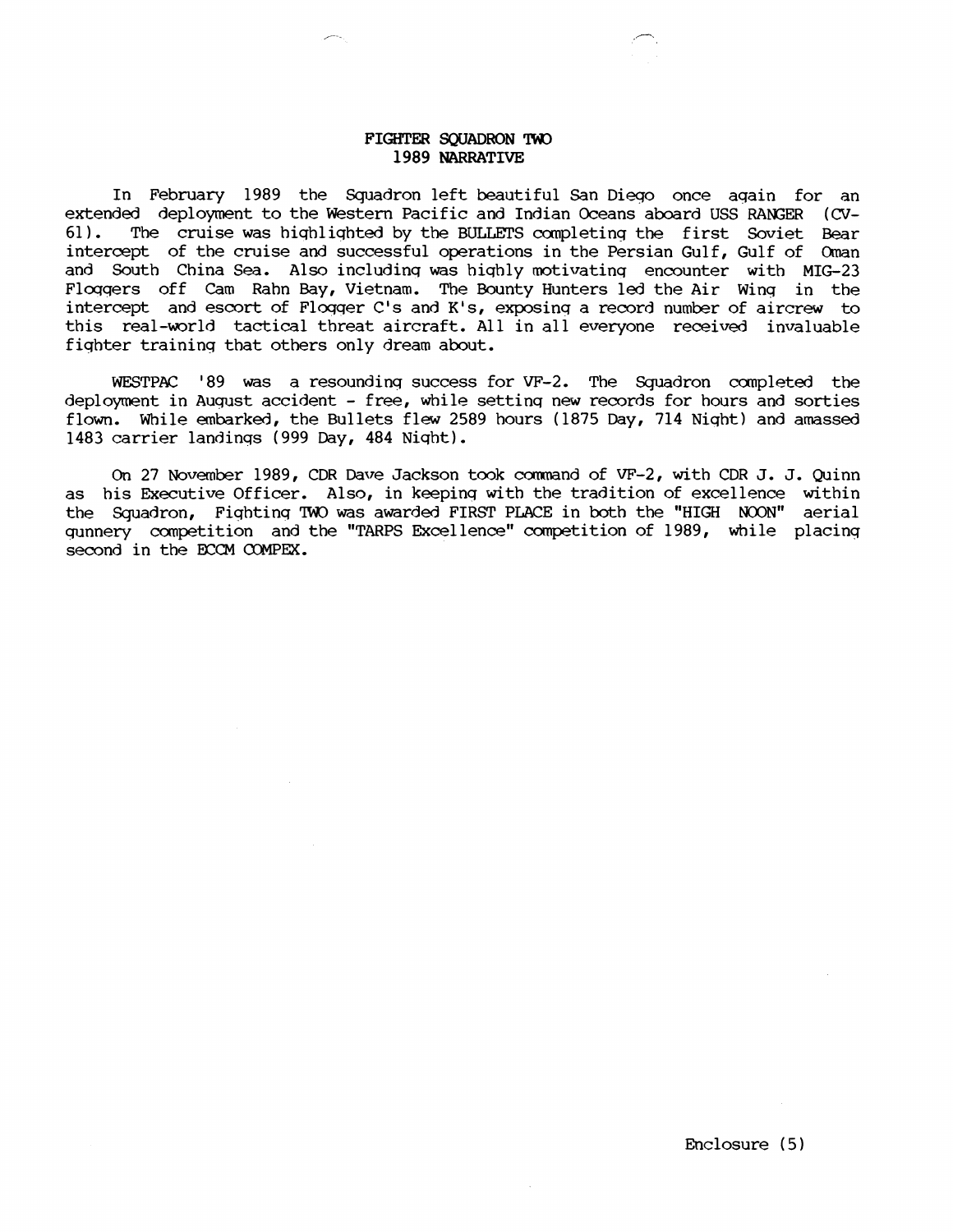# FIGHTER SQUADRON TWO
## 1989 NARRATIVE

In February 1989 the Squadron left beautiful San Diego once again for an extended deployment to the Western Pacific and Indian Oceans aboard USS RANGER (CV-61). The cruise was highlighted by the BULLETS completing the first Soviet Bear intercept of the cruise and successful operations in the Persian Gulf, Gulf of Oman and South China Sea. Also including was highly motivating encounter with MIG-23 Floggers off Cam Rahn Bay, Vietnam. The Bounty Hunters led the Air Wing in the intercept and escort of Flogger C's and K's, exposing a record number of aircrew to this real-world tactical threat aircraft. All in all everyone received invaluable fighter training that others only dream about.

WESTPAC '89 was a resounding success for VF-2. The Squadron completed the deployment in August accident - free, while setting new records for hours and sorties flown. While embarked, the Bullets flew 2589 hours (1875 Day, 714 Night) and amassed 1483 carrier landings (999 Day, 484 Night).

On 27 November 1989, CDR Dave Jackson took command of VF-2, with CDR J. J. Quinn as his Executive Officer. Also, in keeping with the tradition of excellence within the Squadron, Fighting TWO was awarded FIRST PLACE in both the "HIGH NOON" aerial gunnery competition and the "TARPS Excellence" competition of 1989, while placing second in the ECCM COMPEX.

Enclosure (5)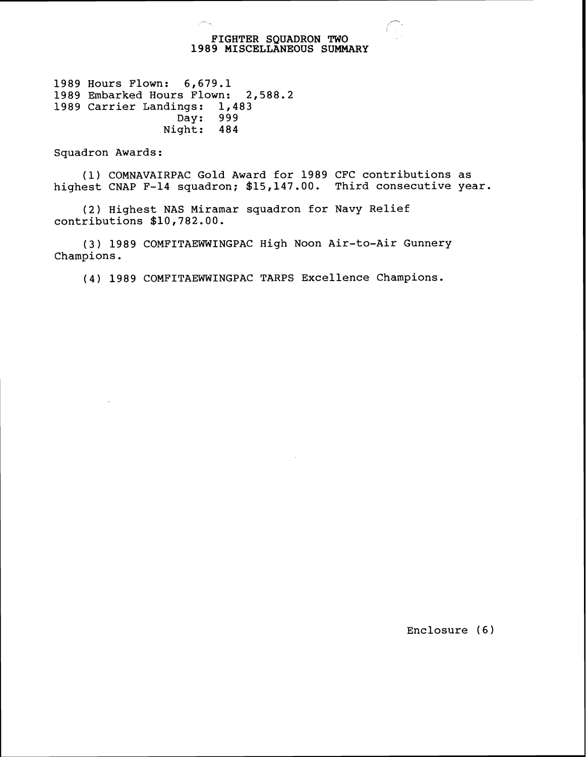# FIGHTER SQUADRON TWO
# 1989 MISCELLANEOUS SUMMARY

1989 Hours Flown: 6,679.1
1989 Embarked Hours Flown: 2,588.2
1989 Carrier Landings: 1,483
Day: 999
Night: 484

Squadron Awards:

(1) COMNAVAIRPAC Gold Award for 1989 CFC contributions as highest CNAP F-14 squadron; $15,147.00. Third consecutive year.

(2) Highest NAS Miramar squadron for Navy Relief contributions $10,782.00.

(3) 1989 COMFITAEWWINGPAC High Noon Air-to-Air Gunnery Champions.

(4) 1989 COMFITAEWWINGPAC TARPS Excellence Champions.

Enclosure (6)